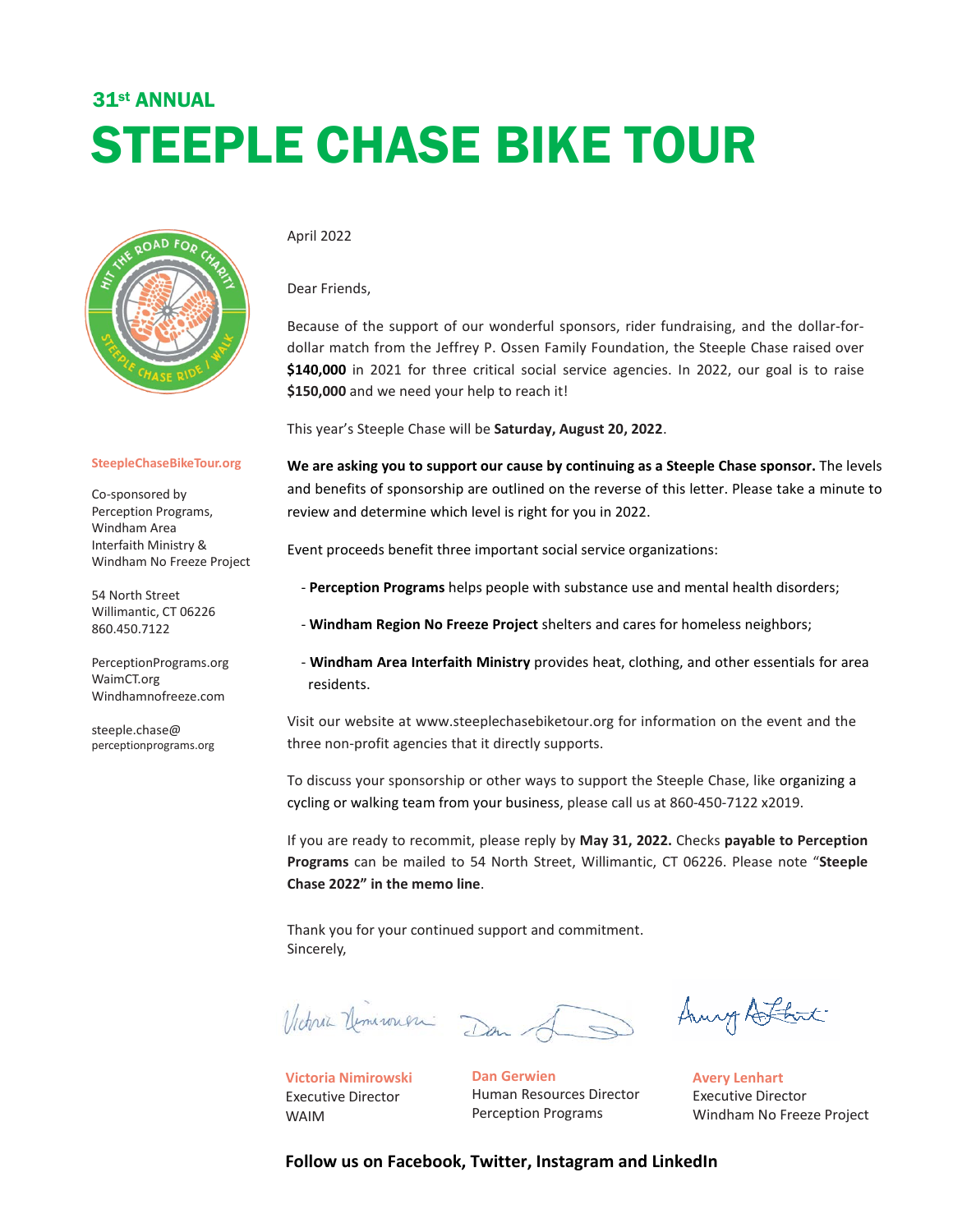## 31st ANNUAL

# STEEPLE CHASE BIKE TOUR

**SteepleChaseBikeTour.org**

Co-sponsored by
Perception Programs,
Windham Area
Interfaith Ministry &
Windham No Freeze Project

54 North Street
Willimantic, CT 06226
860.450.7122

PerceptionPrograms.org
WaimCT.org
Windhamnofreeze.com

steeple.chase@
perceptionprograms.org

April 2022

Dear Friends,

Because of the support of our wonderful sponsors, rider fundraising, and the dollar-for-dollar match from the Jeffrey P. Ossen Family Foundation, the Steeple Chase raised over **$140,000** in 2021 for three critical social service agencies. In 2022, our goal is to raise **$150,000** and we need your help to reach it!

This year's Steeple Chase will be **Saturday, August 20, 2022**.

**We are asking you to support our cause by continuing as a Steeple Chase sponsor.** The levels and benefits of sponsorship are outlined on the reverse of this letter. Please take a minute to review and determine which level is right for you in 2022.

Event proceeds benefit three important social service organizations:

- **Perception Programs** helps people with substance use and mental health disorders;
- **Windham Region No Freeze Project** shelters and cares for homeless neighbors;
- **Windham Area Interfaith Ministry** provides heat, clothing, and other essentials for area residents.

Visit our website at www.steeplechasebiketour.org for information on the event and the three non-profit agencies that it directly supports.

To discuss your sponsorship or other ways to support the Steeple Chase, like organizing a cycling or walking team from your business, please call us at 860-450-7122 x2019.

If you are ready to recommit, please reply by **May 31, 2022.** Checks **payable to Perception Programs** can be mailed to 54 North Street, Willimantic, CT 06226. Please note "**Steeple Chase 2022" in the memo line**.

Thank you for your continued support and commitment.
Sincerely,

**Victoria Nimirowski**
Executive Director
WAIM

**Dan Gerwien**
Human Resources Director
Perception Programs

**Avery Lenhart**
Executive Director
Windham No Freeze Project

**Follow us on Facebook, Twitter, Instagram and LinkedIn**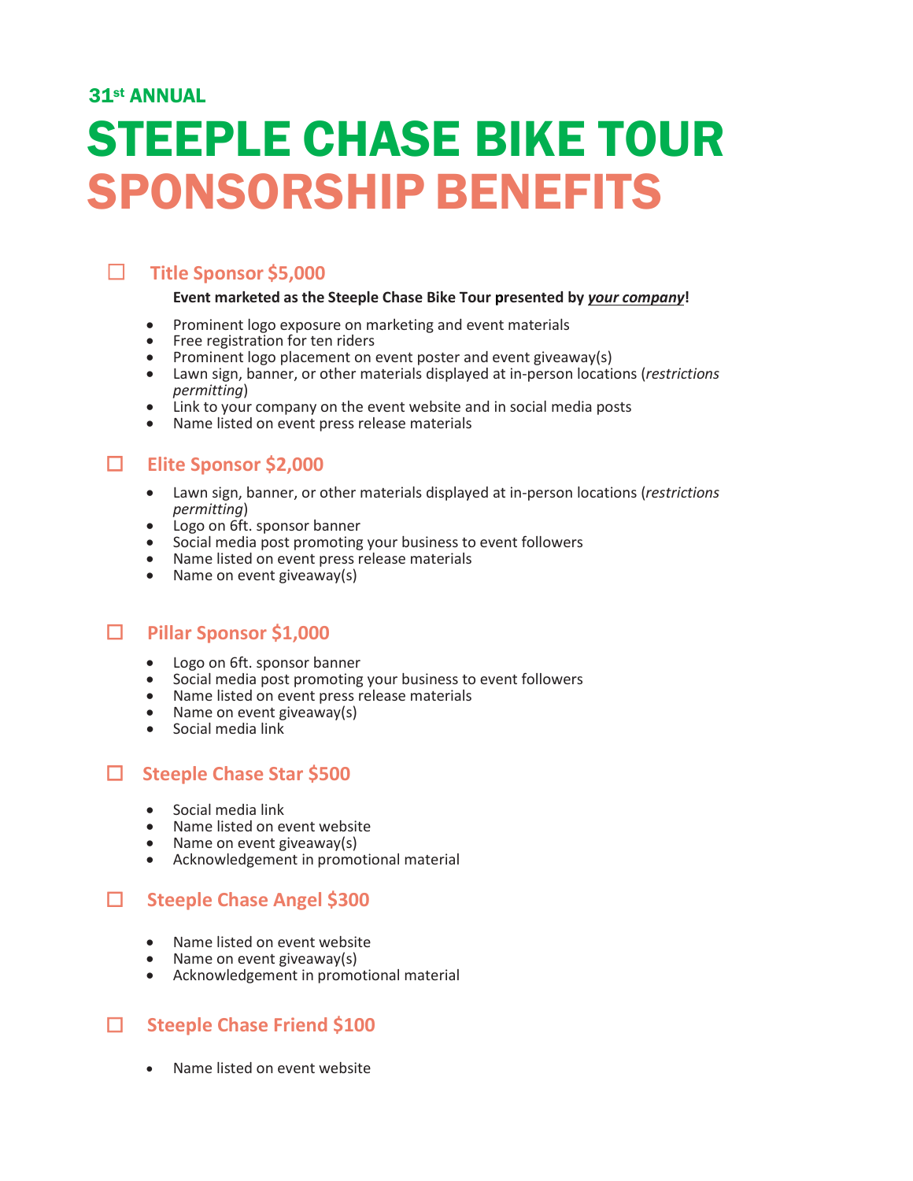31st ANNUAL

# STEEPLE CHASE BIKE TOUR
# SPONSORSHIP BENEFITS

## ☐ Title Sponsor $5,000

**Event marketed as the Steeple Chase Bike Tour presented by *<u>your company</u>*!**

- Prominent logo exposure on marketing and event materials
- Free registration for ten riders
- Prominent logo placement on event poster and event giveaway(s)
- Lawn sign, banner, or other materials displayed at in-person locations (*restrictions permitting*)
- Link to your company on the event website and in social media posts
- Name listed on event press release materials

## ☐ Elite Sponsor $2,000

- Lawn sign, banner, or other materials displayed at in-person locations (*restrictions permitting*)
- Logo on 6ft. sponsor banner
- Social media post promoting your business to event followers
- Name listed on event press release materials
- Name on event giveaway(s)

## ☐ Pillar Sponsor $1,000

- Logo on 6ft. sponsor banner
- Social media post promoting your business to event followers
- Name listed on event press release materials
- Name on event giveaway(s)
- Social media link

## ☐ Steeple Chase Star $500

- Social media link
- Name listed on event website
- Name on event giveaway(s)
- Acknowledgement in promotional material

## ☐ Steeple Chase Angel $300

- Name listed on event website
- Name on event giveaway(s)
- Acknowledgement in promotional material

## ☐ Steeple Chase Friend $100

- Name listed on event website